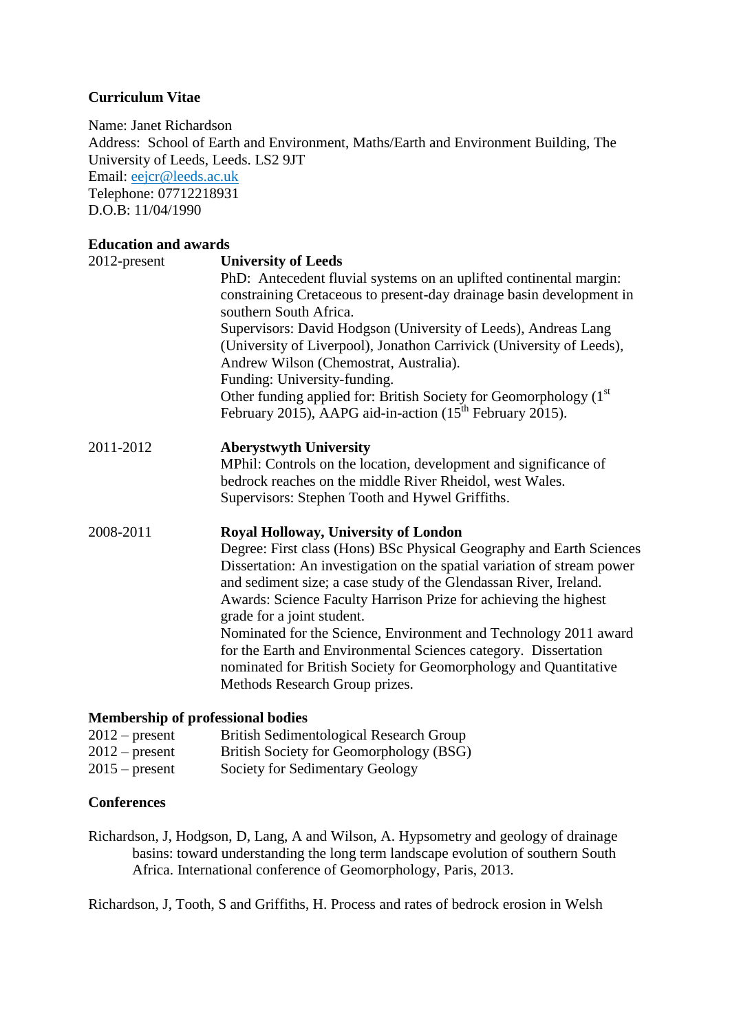# Curriculum Vitae

Name: Janet Richardson
Address: School of Earth and Environment, Maths/Earth and Environment Building, The University of Leeds, Leeds. LS2 9JT
Email: eejcr@leeds.ac.uk
Telephone: 07712218931
D.O.B: 11/04/1990

## Education and awards

| | |
|---|---|
| 2012-present | **University of Leeds**<br>PhD: Antecedent fluvial systems on an uplifted continental margin: constraining Cretaceous to present-day drainage basin development in southern South Africa.<br>Supervisors: David Hodgson (University of Leeds), Andreas Lang (University of Liverpool), Jonathon Carrivick (University of Leeds), Andrew Wilson (Chemostrat, Australia).<br>Funding: University-funding.<br>Other funding applied for: British Society for Geomorphology (1st February 2015), AAPG aid-in-action (15th February 2015). |
| 2011-2012 | **Aberystwyth University**<br>MPhil: Controls on the location, development and significance of bedrock reaches on the middle River Rheidol, west Wales.<br>Supervisors: Stephen Tooth and Hywel Griffiths. |
| 2008-2011 | **Royal Holloway, University of London**<br>Degree: First class (Hons) BSc Physical Geography and Earth Sciences<br>Dissertation: An investigation on the spatial variation of stream power and sediment size; a case study of the Glendassan River, Ireland.<br>Awards: Science Faculty Harrison Prize for achieving the highest grade for a joint student.<br>Nominated for the Science, Environment and Technology 2011 award for the Earth and Environmental Sciences category. Dissertation nominated for British Society for Geomorphology and Quantitative Methods Research Group prizes. |

## Membership of professional bodies

| | |
|---|---|
| 2012 – present | British Sedimentological Research Group |
| 2012 – present | British Society for Geomorphology (BSG) |
| 2015 – present | Society for Sedimentary Geology |

## Conferences

Richardson, J, Hodgson, D, Lang, A and Wilson, A. Hypsometry and geology of drainage basins: toward understanding the long term landscape evolution of southern South Africa. International conference of Geomorphology, Paris, 2013.

Richardson, J, Tooth, S and Griffiths, H. Process and rates of bedrock erosion in Welsh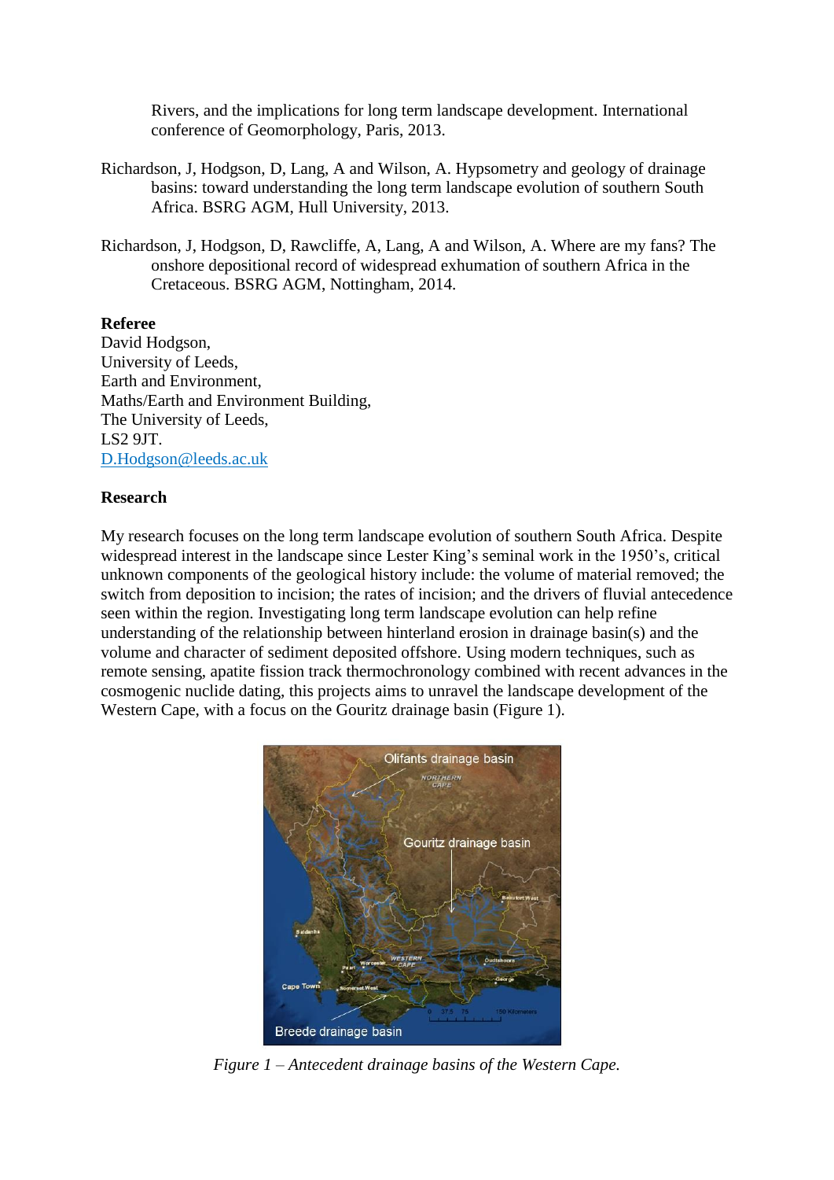Rivers, and the implications for long term landscape development. International conference of Geomorphology, Paris, 2013.

Richardson, J, Hodgson, D, Lang, A and Wilson, A. Hypsometry and geology of drainage basins: toward understanding the long term landscape evolution of southern South Africa. BSRG AGM, Hull University, 2013.

Richardson, J, Hodgson, D, Rawcliffe, A, Lang, A and Wilson, A. Where are my fans? The onshore depositional record of widespread exhumation of southern Africa in the Cretaceous. BSRG AGM, Nottingham, 2014.

**Referee**

David Hodgson,
University of Leeds,
Earth and Environment,
Maths/Earth and Environment Building,
The University of Leeds,
LS2 9JT.
D.Hodgson@leeds.ac.uk

**Research**

My research focuses on the long term landscape evolution of southern South Africa. Despite widespread interest in the landscape since Lester King's seminal work in the 1950's, critical unknown components of the geological history include: the volume of material removed; the switch from deposition to incision; the rates of incision; and the drivers of fluvial antecedence seen within the region. Investigating long term landscape evolution can help refine understanding of the relationship between hinterland erosion in drainage basin(s) and the volume and character of sediment deposited offshore. Using modern techniques, such as remote sensing, apatite fission track thermochronology combined with recent advances in the cosmogenic nuclide dating, this projects aims to unravel the landscape development of the Western Cape, with a focus on the Gouritz drainage basin (Figure 1).

*Figure 1 – Antecedent drainage basins of the Western Cape.*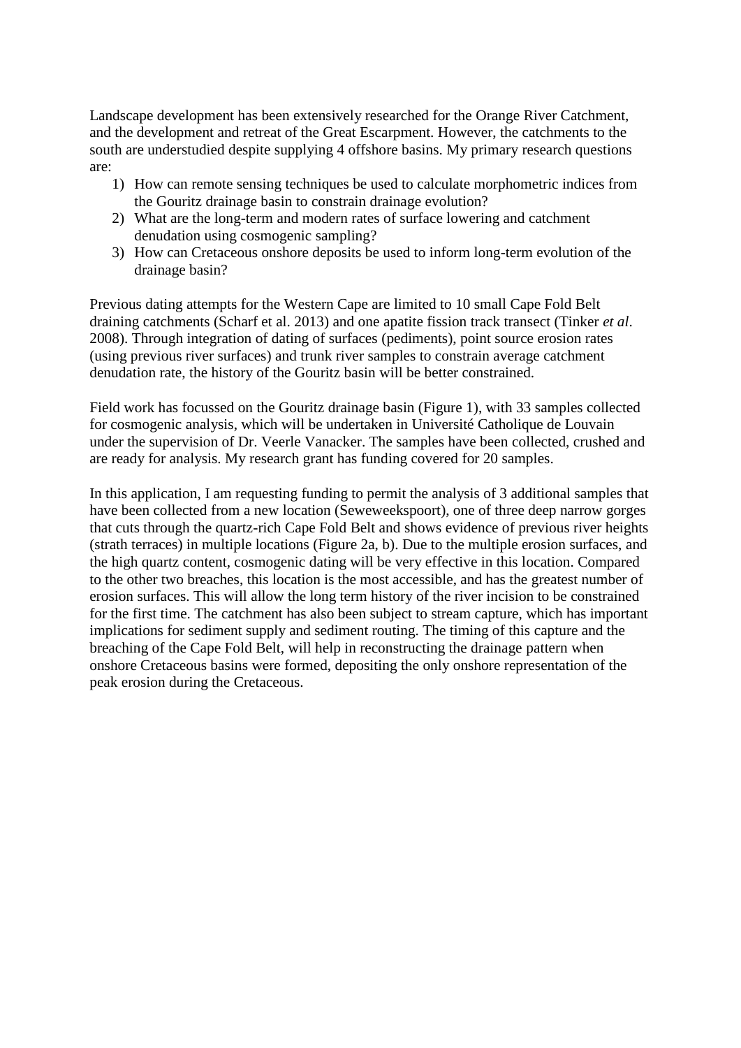Landscape development has been extensively researched for the Orange River Catchment, and the development and retreat of the Great Escarpment. However, the catchments to the south are understudied despite supplying 4 offshore basins. My primary research questions are:

1) How can remote sensing techniques be used to calculate morphometric indices from the Gouritz drainage basin to constrain drainage evolution?
2) What are the long-term and modern rates of surface lowering and catchment denudation using cosmogenic sampling?
3) How can Cretaceous onshore deposits be used to inform long-term evolution of the drainage basin?

Previous dating attempts for the Western Cape are limited to 10 small Cape Fold Belt draining catchments (Scharf et al. 2013) and one apatite fission track transect (Tinker *et al*. 2008). Through integration of dating of surfaces (pediments), point source erosion rates (using previous river surfaces) and trunk river samples to constrain average catchment denudation rate, the history of the Gouritz basin will be better constrained.

Field work has focussed on the Gouritz drainage basin (Figure 1), with 33 samples collected for cosmogenic analysis, which will be undertaken in Université Catholique de Louvain under the supervision of Dr. Veerle Vanacker. The samples have been collected, crushed and are ready for analysis. My research grant has funding covered for 20 samples.

In this application, I am requesting funding to permit the analysis of 3 additional samples that have been collected from a new location (Seweweekspoort), one of three deep narrow gorges that cuts through the quartz-rich Cape Fold Belt and shows evidence of previous river heights (strath terraces) in multiple locations (Figure 2a, b). Due to the multiple erosion surfaces, and the high quartz content, cosmogenic dating will be very effective in this location. Compared to the other two breaches, this location is the most accessible, and has the greatest number of erosion surfaces. This will allow the long term history of the river incision to be constrained for the first time. The catchment has also been subject to stream capture, which has important implications for sediment supply and sediment routing. The timing of this capture and the breaching of the Cape Fold Belt, will help in reconstructing the drainage pattern when onshore Cretaceous basins were formed, depositing the only onshore representation of the peak erosion during the Cretaceous.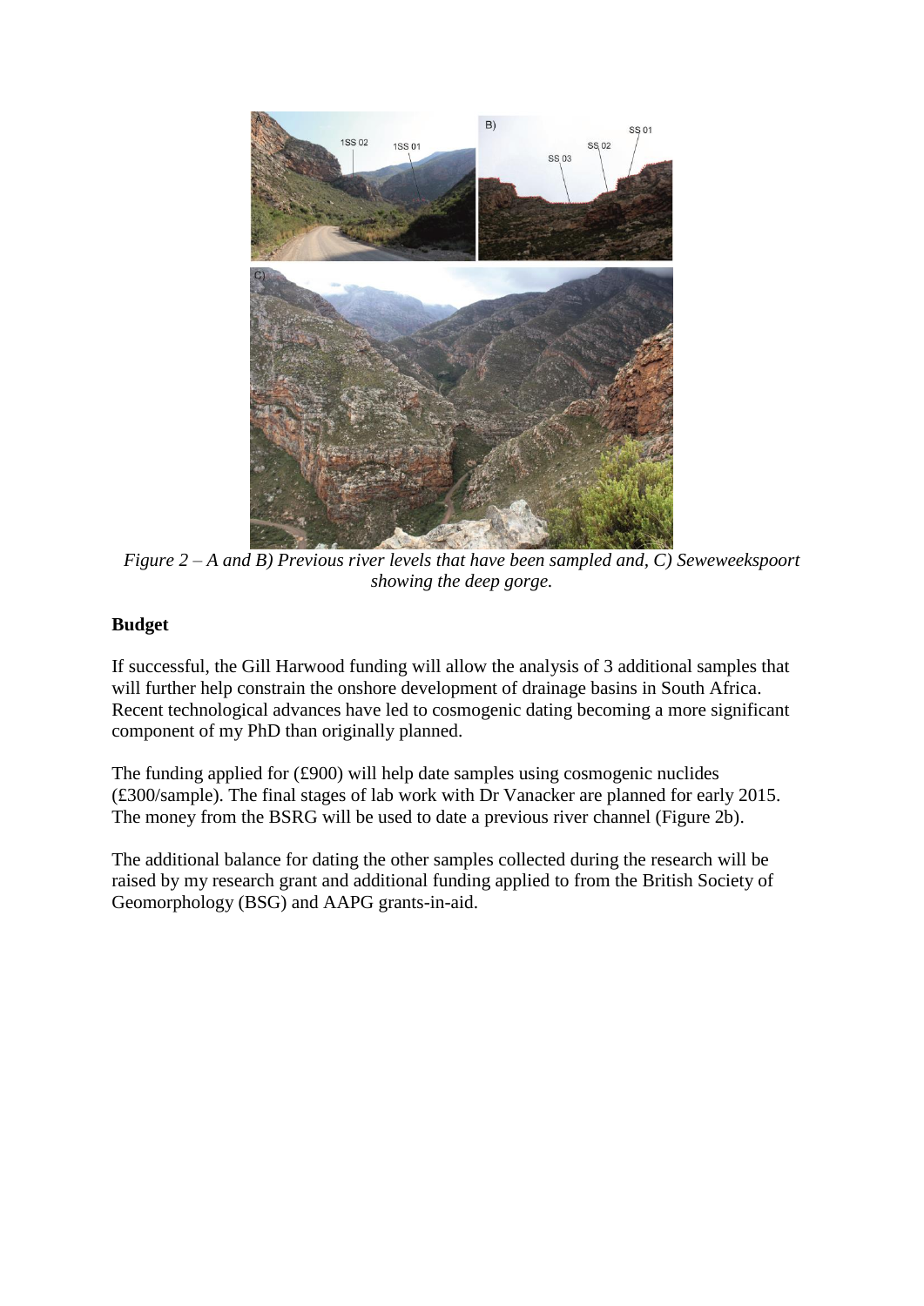*Figure 2 – A and B) Previous river levels that have been sampled and, C) Seweweekspoort showing the deep gorge.*

**Budget**

If successful, the Gill Harwood funding will allow the analysis of 3 additional samples that will further help constrain the onshore development of drainage basins in South Africa. Recent technological advances have led to cosmogenic dating becoming a more significant component of my PhD than originally planned.

The funding applied for (£900) will help date samples using cosmogenic nuclides (£300/sample). The final stages of lab work with Dr Vanacker are planned for early 2015. The money from the BSRG will be used to date a previous river channel (Figure 2b).

The additional balance for dating the other samples collected during the research will be raised by my research grant and additional funding applied to from the British Society of Geomorphology (BSG) and AAPG grants-in-aid.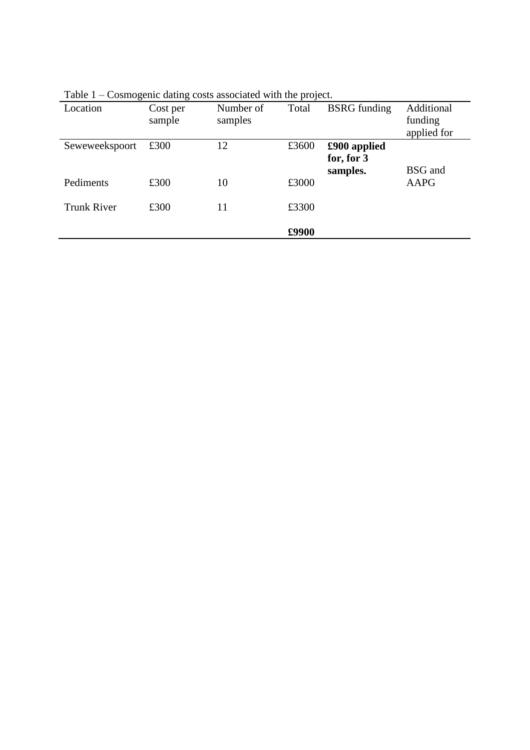Table 1 – Cosmogenic dating costs associated with the project.

| Location | Cost per sample | Number of samples | Total | BSRG funding | Additional funding applied for |
|---|---|---|---|---|---|
| Seweweekspoort | £300 | 12 | £3600 | **£900 applied for, for 3 samples.** | |
| Pediments | £300 | 10 | £3000 | | BSG and AAPG |
| Trunk River | £300 | 11 | £3300 | | |
| | | | **£9900** | | |